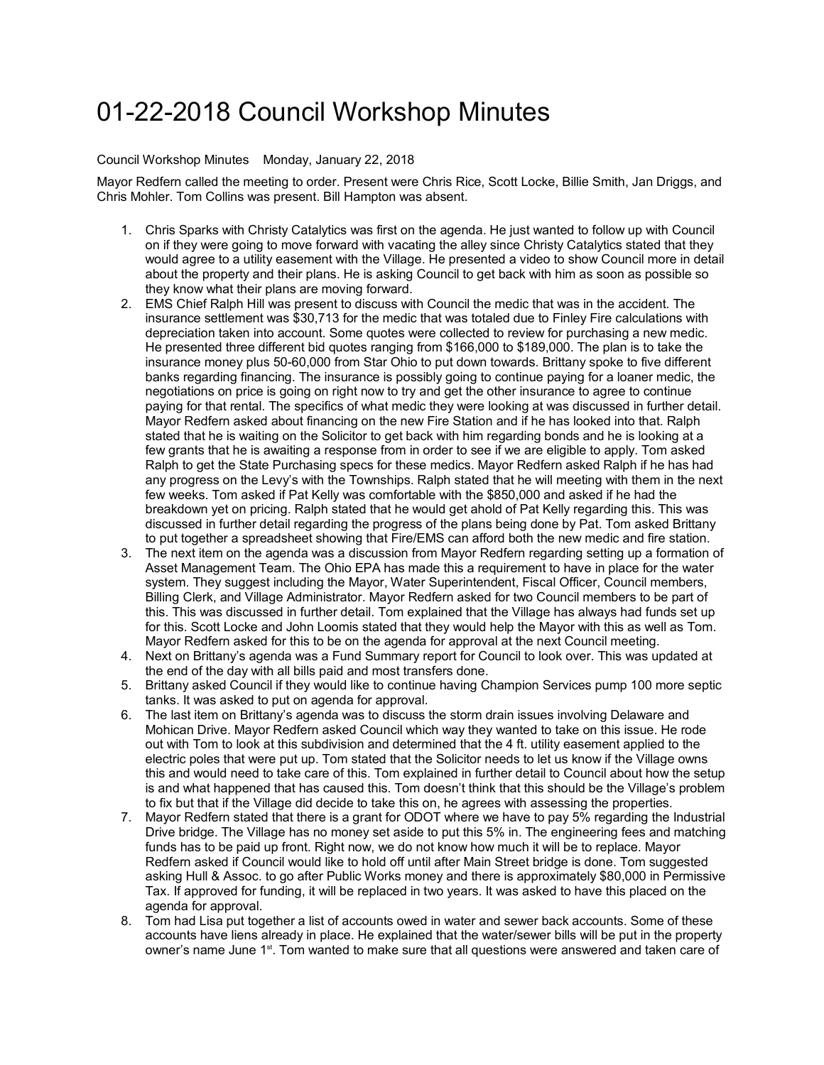# 01-22-2018 Council Workshop Minutes

Council Workshop Minutes Monday, January 22, 2018

Mayor Redfern called the meeting to order. Present were Chris Rice, Scott Locke, Billie Smith, Jan Driggs, and Chris Mohler. Tom Collins was present. Bill Hampton was absent.

1. Chris Sparks with Christy Catalytics was first on the agenda. He just wanted to follow up with Council on if they were going to move forward with vacating the alley since Christy Catalytics stated that they would agree to a utility easement with the Village. He presented a video to show Council more in detail about the property and their plans. He is asking Council to get back with him as soon as possible so they know what their plans are moving forward.
2. EMS Chief Ralph Hill was present to discuss with Council the medic that was in the accident. The insurance settlement was $30,713 for the medic that was totaled due to Finley Fire calculations with depreciation taken into account. Some quotes were collected to review for purchasing a new medic. He presented three different bid quotes ranging from $166,000 to $189,000. The plan is to take the insurance money plus 50-60,000 from Star Ohio to put down towards. Brittany spoke to five different banks regarding financing. The insurance is possibly going to continue paying for a loaner medic, the negotiations on price is going on right now to try and get the other insurance to agree to continue paying for that rental. The specifics of what medic they were looking at was discussed in further detail. Mayor Redfern asked about financing on the new Fire Station and if he has looked into that. Ralph stated that he is waiting on the Solicitor to get back with him regarding bonds and he is looking at a few grants that he is awaiting a response from in order to see if we are eligible to apply. Tom asked Ralph to get the State Purchasing specs for these medics. Mayor Redfern asked Ralph if he has had any progress on the Levy's with the Townships. Ralph stated that he will meeting with them in the next few weeks. Tom asked if Pat Kelly was comfortable with the $850,000 and asked if he had the breakdown yet on pricing. Ralph stated that he would get ahold of Pat Kelly regarding this. This was discussed in further detail regarding the progress of the plans being done by Pat. Tom asked Brittany to put together a spreadsheet showing that Fire/EMS can afford both the new medic and fire station.
3. The next item on the agenda was a discussion from Mayor Redfern regarding setting up a formation of Asset Management Team. The Ohio EPA has made this a requirement to have in place for the water system. They suggest including the Mayor, Water Superintendent, Fiscal Officer, Council members, Billing Clerk, and Village Administrator. Mayor Redfern asked for two Council members to be part of this. This was discussed in further detail. Tom explained that the Village has always had funds set up for this. Scott Locke and John Loomis stated that they would help the Mayor with this as well as Tom. Mayor Redfern asked for this to be on the agenda for approval at the next Council meeting.
4. Next on Brittany's agenda was a Fund Summary report for Council to look over. This was updated at the end of the day with all bills paid and most transfers done.
5. Brittany asked Council if they would like to continue having Champion Services pump 100 more septic tanks. It was asked to put on agenda for approval.
6. The last item on Brittany's agenda was to discuss the storm drain issues involving Delaware and Mohican Drive. Mayor Redfern asked Council which way they wanted to take on this issue. He rode out with Tom to look at this subdivision and determined that the 4 ft. utility easement applied to the electric poles that were put up. Tom stated that the Solicitor needs to let us know if the Village owns this and would need to take care of this. Tom explained in further detail to Council about how the setup is and what happened that has caused this. Tom doesn't think that this should be the Village's problem to fix but that if the Village did decide to take this on, he agrees with assessing the properties.
7. Mayor Redfern stated that there is a grant for ODOT where we have to pay 5% regarding the Industrial Drive bridge. The Village has no money set aside to put this 5% in. The engineering fees and matching funds has to be paid up front. Right now, we do not know how much it will be to replace. Mayor Redfern asked if Council would like to hold off until after Main Street bridge is done. Tom suggested asking Hull & Assoc. to go after Public Works money and there is approximately $80,000 in Permissive Tax. If approved for funding, it will be replaced in two years. It was asked to have this placed on the agenda for approval.
8. Tom had Lisa put together a list of accounts owed in water and sewer back accounts. Some of these accounts have liens already in place. He explained that the water/sewer bills will be put in the property owner's name June 1st. Tom wanted to make sure that all questions were answered and taken care of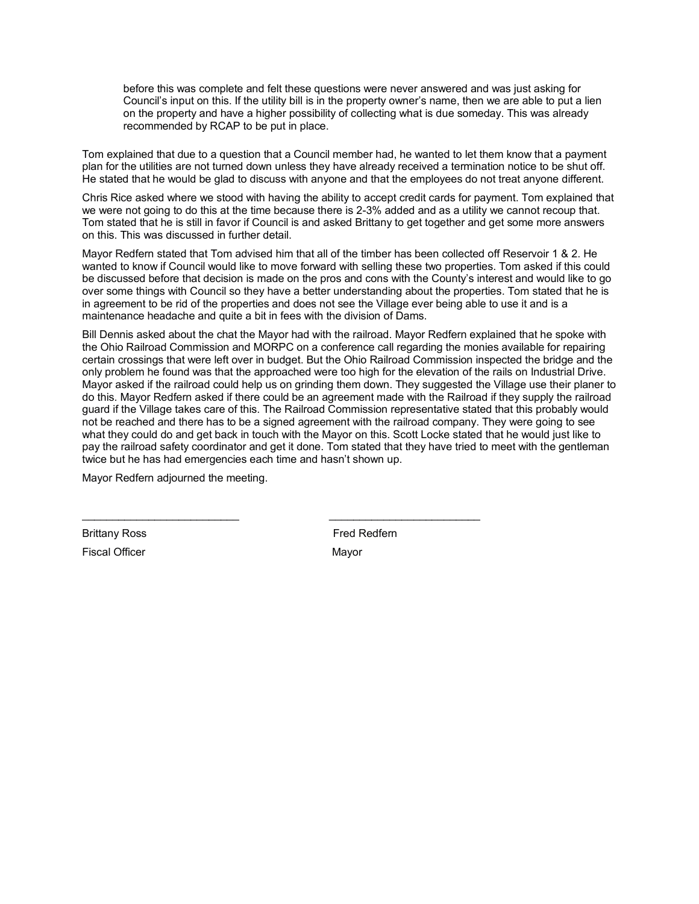before this was complete and felt these questions were never answered and was just asking for Council's input on this. If the utility bill is in the property owner's name, then we are able to put a lien on the property and have a higher possibility of collecting what is due someday. This was already recommended by RCAP to be put in place.

Tom explained that due to a question that a Council member had, he wanted to let them know that a payment plan for the utilities are not turned down unless they have already received a termination notice to be shut off. He stated that he would be glad to discuss with anyone and that the employees do not treat anyone different.

Chris Rice asked where we stood with having the ability to accept credit cards for payment. Tom explained that we were not going to do this at the time because there is 2-3% added and as a utility we cannot recoup that. Tom stated that he is still in favor if Council is and asked Brittany to get together and get some more answers on this. This was discussed in further detail.

Mayor Redfern stated that Tom advised him that all of the timber has been collected off Reservoir 1 & 2. He wanted to know if Council would like to move forward with selling these two properties. Tom asked if this could be discussed before that decision is made on the pros and cons with the County's interest and would like to go over some things with Council so they have a better understanding about the properties. Tom stated that he is in agreement to be rid of the properties and does not see the Village ever being able to use it and is a maintenance headache and quite a bit in fees with the division of Dams.

Bill Dennis asked about the chat the Mayor had with the railroad. Mayor Redfern explained that he spoke with the Ohio Railroad Commission and MORPC on a conference call regarding the monies available for repairing certain crossings that were left over in budget. But the Ohio Railroad Commission inspected the bridge and the only problem he found was that the approached were too high for the elevation of the rails on Industrial Drive. Mayor asked if the railroad could help us on grinding them down. They suggested the Village use their planer to do this. Mayor Redfern asked if there could be an agreement made with the Railroad if they supply the railroad guard if the Village takes care of this. The Railroad Commission representative stated that this probably would not be reached and there has to be a signed agreement with the railroad company. They were going to see what they could do and get back in touch with the Mayor on this. Scott Locke stated that he would just like to pay the railroad safety coordinator and get it done. Tom stated that they have tried to meet with the gentleman twice but he has had emergencies each time and hasn't shown up.

Mayor Redfern adjourned the meeting.

\_\_\_\_\_\_\_\_\_\_\_\_\_\_\_\_\_\_\_\_\_\_\_\_\_\_ \_\_\_\_\_\_\_\_\_\_\_\_\_\_\_\_\_\_\_\_\_\_\_\_\_\_

Brittany Ross
Fiscal Officer

Fred Redfern
Mayor